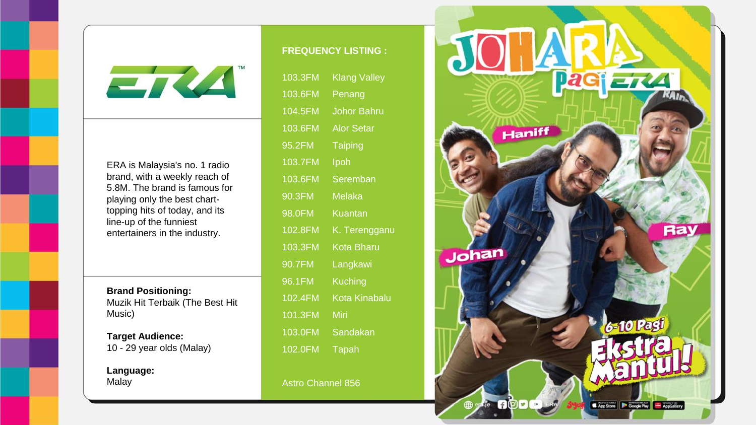# ERA™

ERA is Malaysia's no. 1 radio brand, with a weekly reach of 5.8M. The brand is famous for playing only the best chart-topping hits of today, and its line-up of the funniest entertainers in the industry.

**Brand Positioning:**
Muzik Hit Terbaik (The Best Hit Music)

**Target Audience:**
10 - 29 year olds (Malay)

**Language:**
Malay

## FREQUENCY LISTING :

| Frequency | Location |
|---|---|
| 103.3FM | Klang Valley |
| 103.6FM | Penang |
| 104.5FM | Johor Bahru |
| 103.6FM | Alor Setar |
| 95.2FM | Taiping |
| 103.7FM | Ipoh |
| 103.6FM | Seremban |
| 90.3FM | Melaka |
| 98.0FM | Kuantan |
| 102.8FM | K. Terengganu |
| 103.3FM | Kota Bharu |
| 90.7FM | Langkawi |
| 96.1FM | Kuching |
| 102.4FM | Kota Kinabalu |
| 101.3FM | Miri |
| 103.0FM | Sandakan |
| 102.0FM | Tapah |

Astro Channel 856

JOHARA Pagi ERA

Haniff

Johan

Ray

6-10 Pagi

Ekstra Mantul!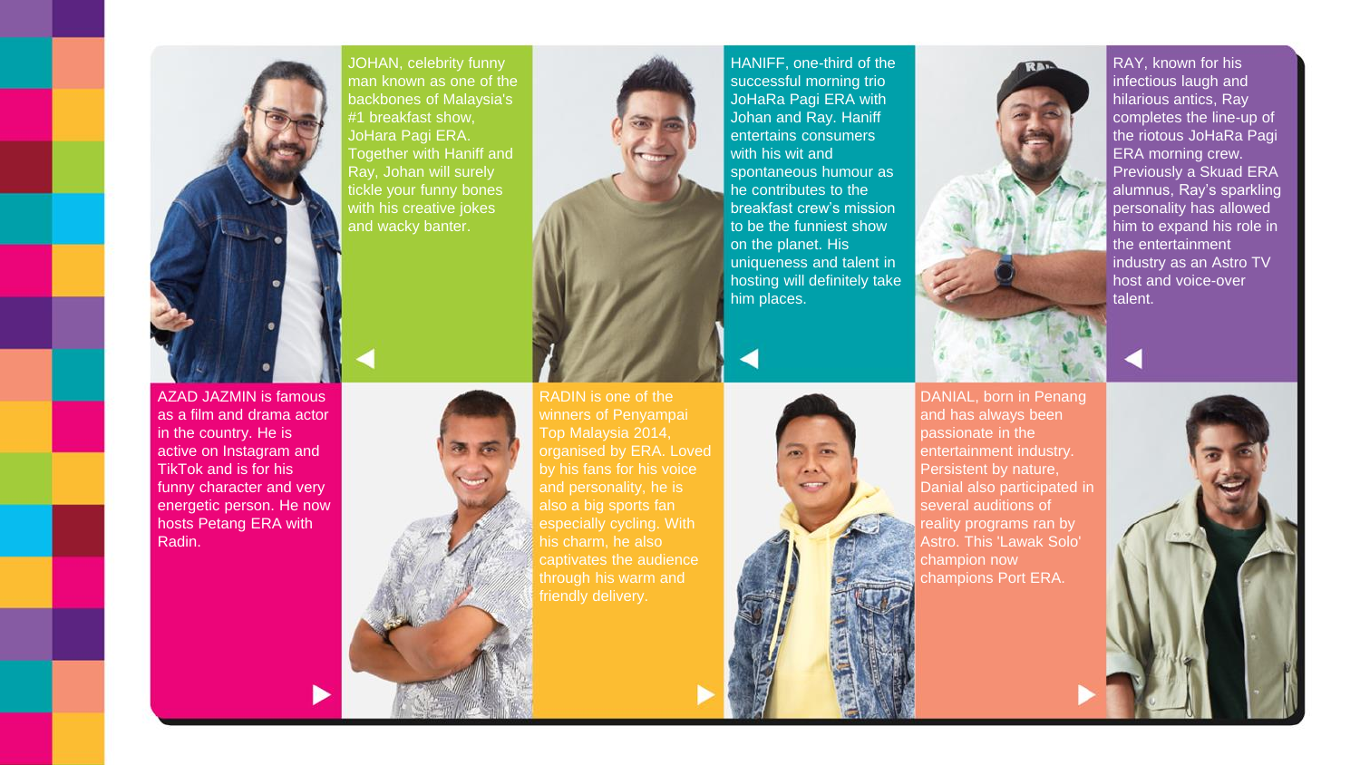JOHAN, celebrity funny man known as one of the backbones of Malaysia's #1 breakfast show, JoHara Pagi ERA. Together with Haniff and Ray, Johan will surely tickle your funny bones with his creative jokes and wacky banter.

HANIFF, one-third of the successful morning trio JoHaRa Pagi ERA with Johan and Ray. Haniff entertains consumers with his wit and spontaneous humour as he contributes to the breakfast crew's mission to be the funniest show on the planet. His uniqueness and talent in hosting will definitely take him places.

RAY, known for his infectious laugh and hilarious antics, Ray completes the line-up of the riotous JoHaRa Pagi ERA morning crew. Previously a Skuad ERA alumnus, Ray's sparkling personality has allowed him to expand his role in the entertainment industry as an Astro TV host and voice-over talent.

AZAD JAZMIN is famous as a film and drama actor in the country. He is active on Instagram and TikTok and is for his funny character and very energetic person. He now hosts Petang ERA with Radin.

RADIN is one of the winners of Penyampai Top Malaysia 2014, organised by ERA. Loved by his fans for his voice and personality, he is also a big sports fan especially cycling. With his charm, he also captivates the audience through his warm and friendly delivery.

DANIAL, born in Penang and has always been passionate in the entertainment industry. Persistent by nature, Danial also participated in several auditions of reality programs ran by Astro. This 'Lawak Solo' champion now champions Port ERA.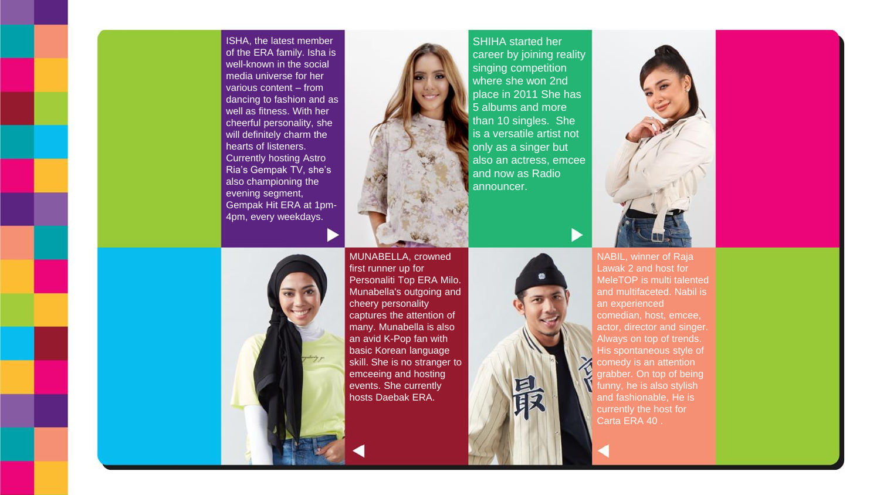ISHA, the latest member of the ERA family. Isha is well-known in the social media universe for her various content – from dancing to fashion and as well as fitness. With her cheerful personality, she will definitely charm the hearts of listeners. Currently hosting Astro Ria's Gempak TV, she's also championing the evening segment, Gempak Hit ERA at 1pm-4pm, every weekdays.

SHIHA started her career by joining reality singing competition where she won 2nd place in 2011 She has 5 albums and more than 10 singles. She is a versatile artist not only as a singer but also an actress, emcee and now as Radio announcer.

MUNABELLA, crowned first runner up for Personaliti Top ERA Milo. Munabella's outgoing and cheery personality captures the attention of many. Munabella is also an avid K-Pop fan with basic Korean language skill. She is no stranger to emceeing and hosting events. She currently hosts Daebak ERA.

NABIL, winner of Raja Lawak 2 and host for MeleTOP is multi talented and multifaceted. Nabil is an experienced comedian, host, emcee, actor, director and singer. Always on top of trends. His spontaneous style of comedy is an attention grabber. On top of being funny, he is also stylish and fashionable, He is currently the host for Carta ERA 40 .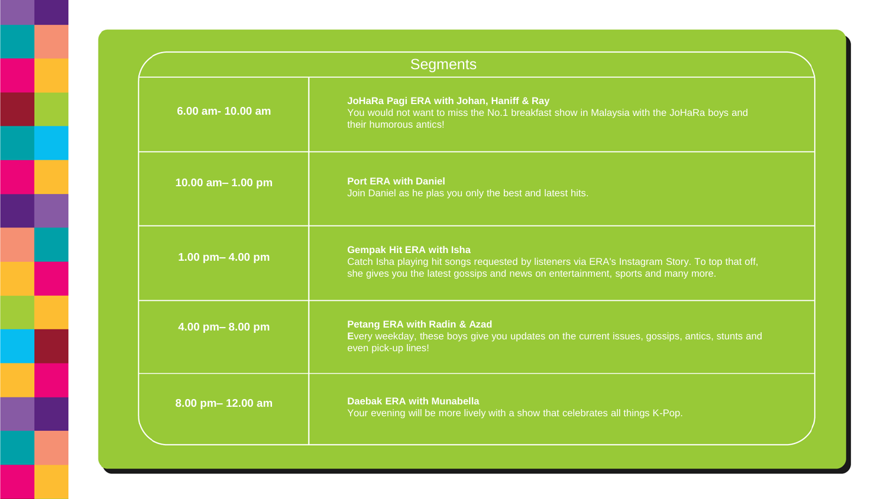| Segments | |
|---|---|
| **6.00 am- 10.00 am** | **JoHaRa Pagi ERA with Johan, Haniff & Ray**<br>You would not want to miss the No.1 breakfast show in Malaysia with the JoHaRa boys and their humorous antics! |
| **10.00 am– 1.00 pm** | **Port ERA with Daniel**<br>Join Daniel as he plas you only the best and latest hits. |
| **1.00 pm– 4.00 pm** | **Gempak Hit ERA with Isha**<br>Catch Isha playing hit songs requested by listeners via ERA's Instagram Story. To top that off, she gives you the latest gossips and news on entertainment, sports and many more. |
| **4.00 pm– 8.00 pm** | **Petang ERA with Radin & Azad**<br>Every weekday, these boys give you updates on the current issues, gossips, antics, stunts and even pick-up lines! |
| **8.00 pm– 12.00 am** | **Daebak ERA with Munabella**<br>Your evening will be more lively with a show that celebrates all things K-Pop. |